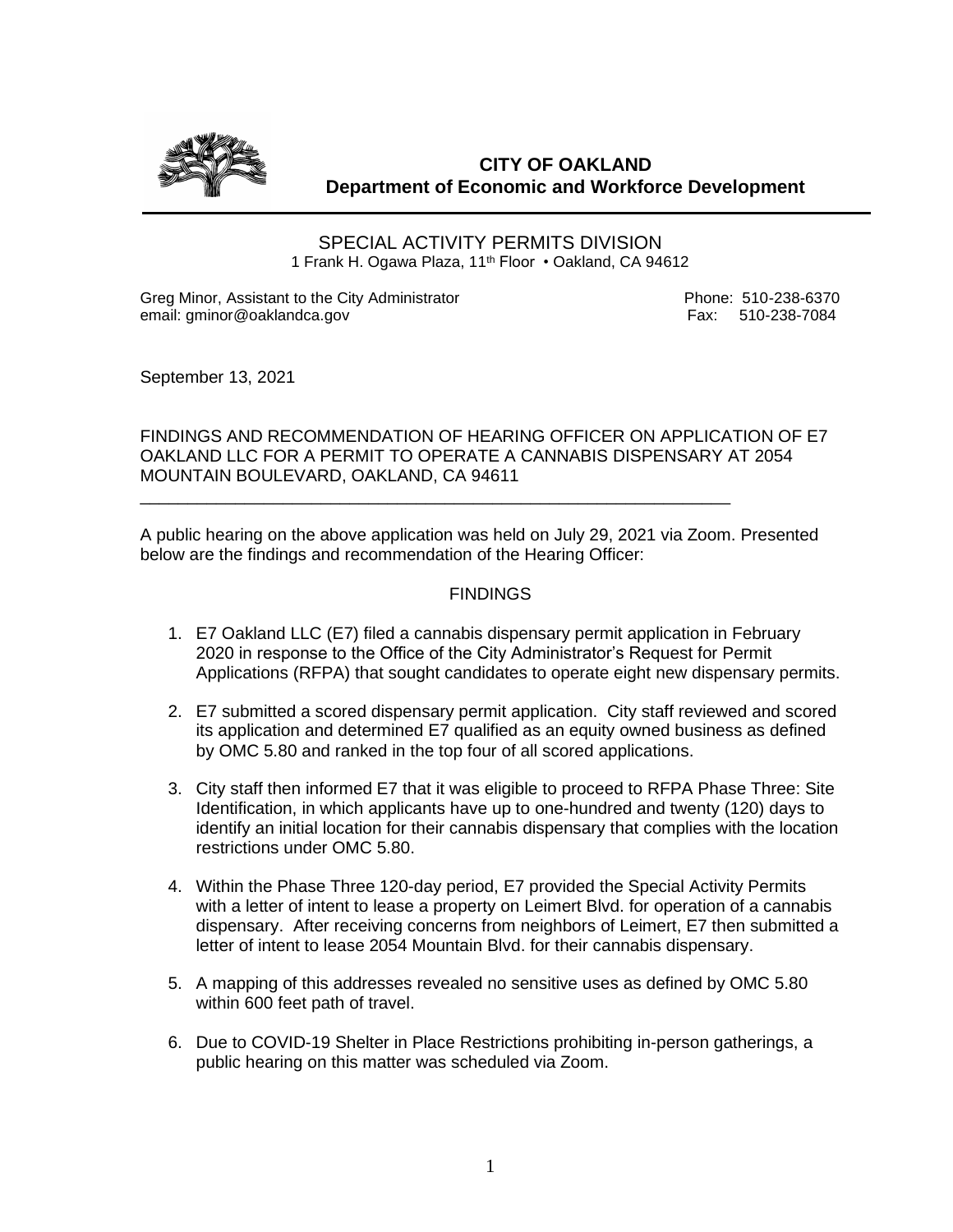**CITY OF OAKLAND**
**Department of Economic and Workforce Development**

SPECIAL ACTIVITY PERMITS DIVISION
1 Frank H. Ogawa Plaza, 11th Floor • Oakland, CA 94612

Greg Minor, Assistant to the City Administrator
email: gminor@oaklandca.gov

Phone: 510-238-6370
Fax: 510-238-7084

September 13, 2021

FINDINGS AND RECOMMENDATION OF HEARING OFFICER ON APPLICATION OF E7 OAKLAND LLC FOR A PERMIT TO OPERATE A CANNABIS DISPENSARY AT 2054 MOUNTAIN BOULEVARD, OAKLAND, CA 94611

---

A public hearing on the above application was held on July 29, 2021 via Zoom. Presented below are the findings and recommendation of the Hearing Officer:

## FINDINGS

1. E7 Oakland LLC (E7) filed a cannabis dispensary permit application in February 2020 in response to the Office of the City Administrator's Request for Permit Applications (RFPA) that sought candidates to operate eight new dispensary permits.

2. E7 submitted a scored dispensary permit application. City staff reviewed and scored its application and determined E7 qualified as an equity owned business as defined by OMC 5.80 and ranked in the top four of all scored applications.

3. City staff then informed E7 that it was eligible to proceed to RFPA Phase Three: Site Identification, in which applicants have up to one-hundred and twenty (120) days to identify an initial location for their cannabis dispensary that complies with the location restrictions under OMC 5.80.

4. Within the Phase Three 120-day period, E7 provided the Special Activity Permits with a letter of intent to lease a property on Leimert Blvd. for operation of a cannabis dispensary. After receiving concerns from neighbors of Leimert, E7 then submitted a letter of intent to lease 2054 Mountain Blvd. for their cannabis dispensary.

5. A mapping of this addresses revealed no sensitive uses as defined by OMC 5.80 within 600 feet path of travel.

6. Due to COVID-19 Shelter in Place Restrictions prohibiting in-person gatherings, a public hearing on this matter was scheduled via Zoom.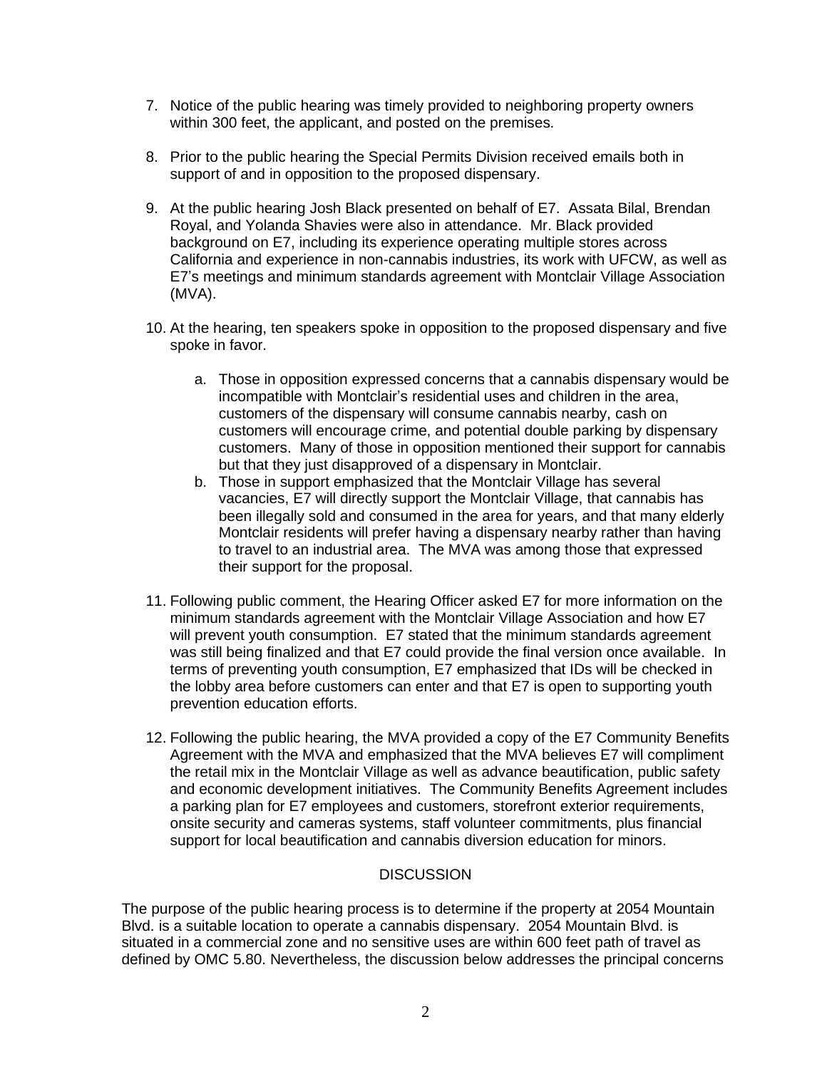7. Notice of the public hearing was timely provided to neighboring property owners within 300 feet, the applicant, and posted on the premises.

8. Prior to the public hearing the Special Permits Division received emails both in support of and in opposition to the proposed dispensary.

9. At the public hearing Josh Black presented on behalf of E7. Assata Bilal, Brendan Royal, and Yolanda Shavies were also in attendance. Mr. Black provided background on E7, including its experience operating multiple stores across California and experience in non-cannabis industries, its work with UFCW, as well as E7's meetings and minimum standards agreement with Montclair Village Association (MVA).

10. At the hearing, ten speakers spoke in opposition to the proposed dispensary and five spoke in favor.

    a. Those in opposition expressed concerns that a cannabis dispensary would be incompatible with Montclair's residential uses and children in the area, customers of the dispensary will consume cannabis nearby, cash on customers will encourage crime, and potential double parking by dispensary customers. Many of those in opposition mentioned their support for cannabis but that they just disapproved of a dispensary in Montclair.

    b. Those in support emphasized that the Montclair Village has several vacancies, E7 will directly support the Montclair Village, that cannabis has been illegally sold and consumed in the area for years, and that many elderly Montclair residents will prefer having a dispensary nearby rather than having to travel to an industrial area. The MVA was among those that expressed their support for the proposal.

11. Following public comment, the Hearing Officer asked E7 for more information on the minimum standards agreement with the Montclair Village Association and how E7 will prevent youth consumption. E7 stated that the minimum standards agreement was still being finalized and that E7 could provide the final version once available. In terms of preventing youth consumption, E7 emphasized that IDs will be checked in the lobby area before customers can enter and that E7 is open to supporting youth prevention education efforts.

12. Following the public hearing, the MVA provided a copy of the E7 Community Benefits Agreement with the MVA and emphasized that the MVA believes E7 will compliment the retail mix in the Montclair Village as well as advance beautification, public safety and economic development initiatives. The Community Benefits Agreement includes a parking plan for E7 employees and customers, storefront exterior requirements, onsite security and cameras systems, staff volunteer commitments, plus financial support for local beautification and cannabis diversion education for minors.

## DISCUSSION

The purpose of the public hearing process is to determine if the property at 2054 Mountain Blvd. is a suitable location to operate a cannabis dispensary. 2054 Mountain Blvd. is situated in a commercial zone and no sensitive uses are within 600 feet path of travel as defined by OMC 5.80. Nevertheless, the discussion below addresses the principal concerns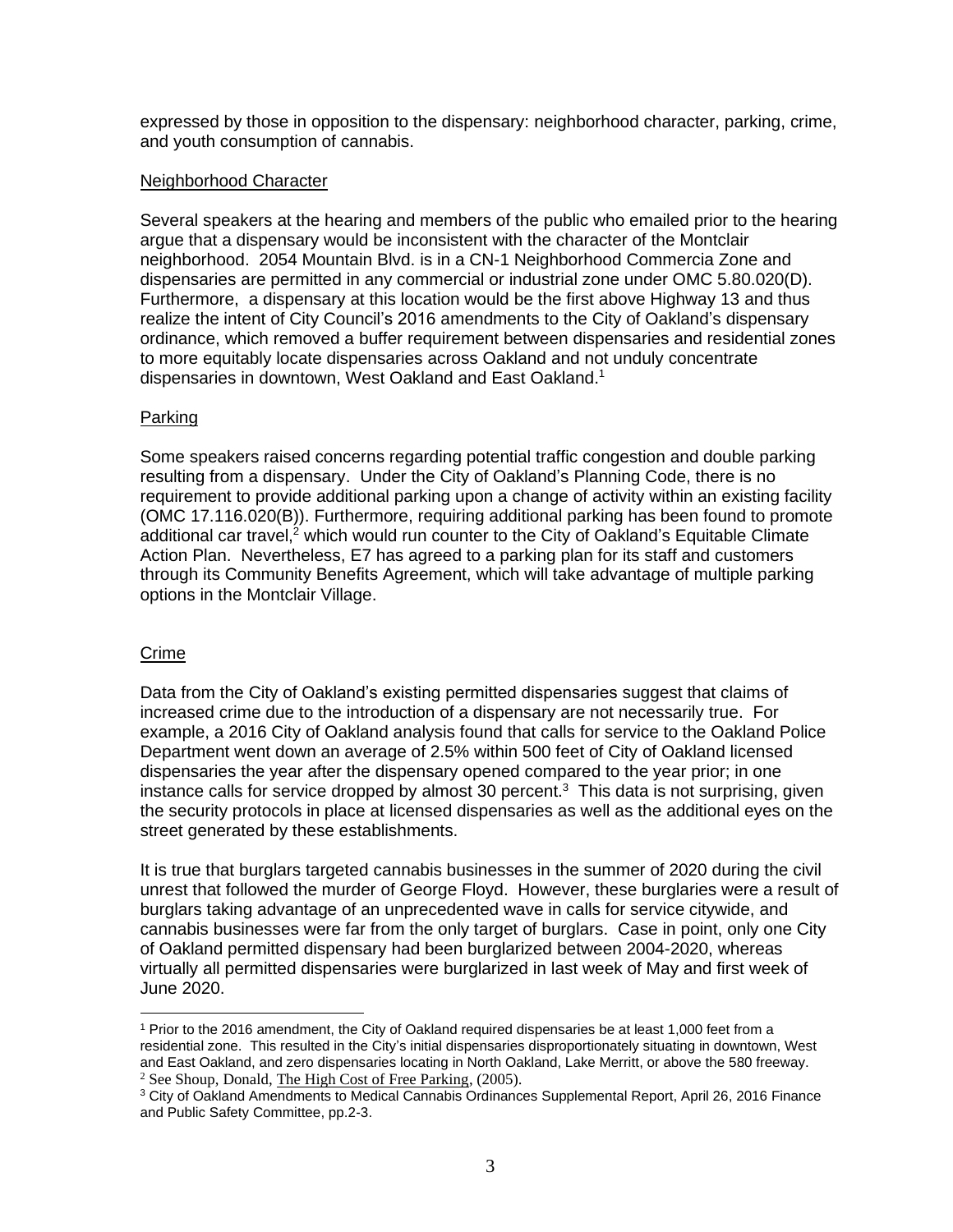expressed by those in opposition to the dispensary: neighborhood character, parking, crime, and youth consumption of cannabis.

Neighborhood Character

Several speakers at the hearing and members of the public who emailed prior to the hearing argue that a dispensary would be inconsistent with the character of the Montclair neighborhood. 2054 Mountain Blvd. is in a CN-1 Neighborhood Commercia Zone and dispensaries are permitted in any commercial or industrial zone under OMC 5.80.020(D). Furthermore, a dispensary at this location would be the first above Highway 13 and thus realize the intent of City Council's 2016 amendments to the City of Oakland's dispensary ordinance, which removed a buffer requirement between dispensaries and residential zones to more equitably locate dispensaries across Oakland and not unduly concentrate dispensaries in downtown, West Oakland and East Oakland.[1]

Parking

Some speakers raised concerns regarding potential traffic congestion and double parking resulting from a dispensary. Under the City of Oakland's Planning Code, there is no requirement to provide additional parking upon a change of activity within an existing facility (OMC 17.116.020(B)). Furthermore, requiring additional parking has been found to promote additional car travel,[2] which would run counter to the City of Oakland's Equitable Climate Action Plan. Nevertheless, E7 has agreed to a parking plan for its staff and customers through its Community Benefits Agreement, which will take advantage of multiple parking options in the Montclair Village.

Crime

Data from the City of Oakland's existing permitted dispensaries suggest that claims of increased crime due to the introduction of a dispensary are not necessarily true. For example, a 2016 City of Oakland analysis found that calls for service to the Oakland Police Department went down an average of 2.5% within 500 feet of City of Oakland licensed dispensaries the year after the dispensary opened compared to the year prior; in one instance calls for service dropped by almost 30 percent.[3] This data is not surprising, given the security protocols in place at licensed dispensaries as well as the additional eyes on the street generated by these establishments.

It is true that burglars targeted cannabis businesses in the summer of 2020 during the civil unrest that followed the murder of George Floyd. However, these burglaries were a result of burglars taking advantage of an unprecedented wave in calls for service citywide, and cannabis businesses were far from the only target of burglars. Case in point, only one City of Oakland permitted dispensary had been burglarized between 2004-2020, whereas virtually all permitted dispensaries were burglarized in last week of May and first week of June 2020.

---

[1] Prior to the 2016 amendment, the City of Oakland required dispensaries be at least 1,000 feet from a residential zone. This resulted in the City's initial dispensaries disproportionately situating in downtown, West and East Oakland, and zero dispensaries locating in North Oakland, Lake Merritt, or above the 580 freeway.

[2] See Shoup, Donald, The High Cost of Free Parking, (2005).

[3] City of Oakland Amendments to Medical Cannabis Ordinances Supplemental Report, April 26, 2016 Finance and Public Safety Committee, pp.2-3.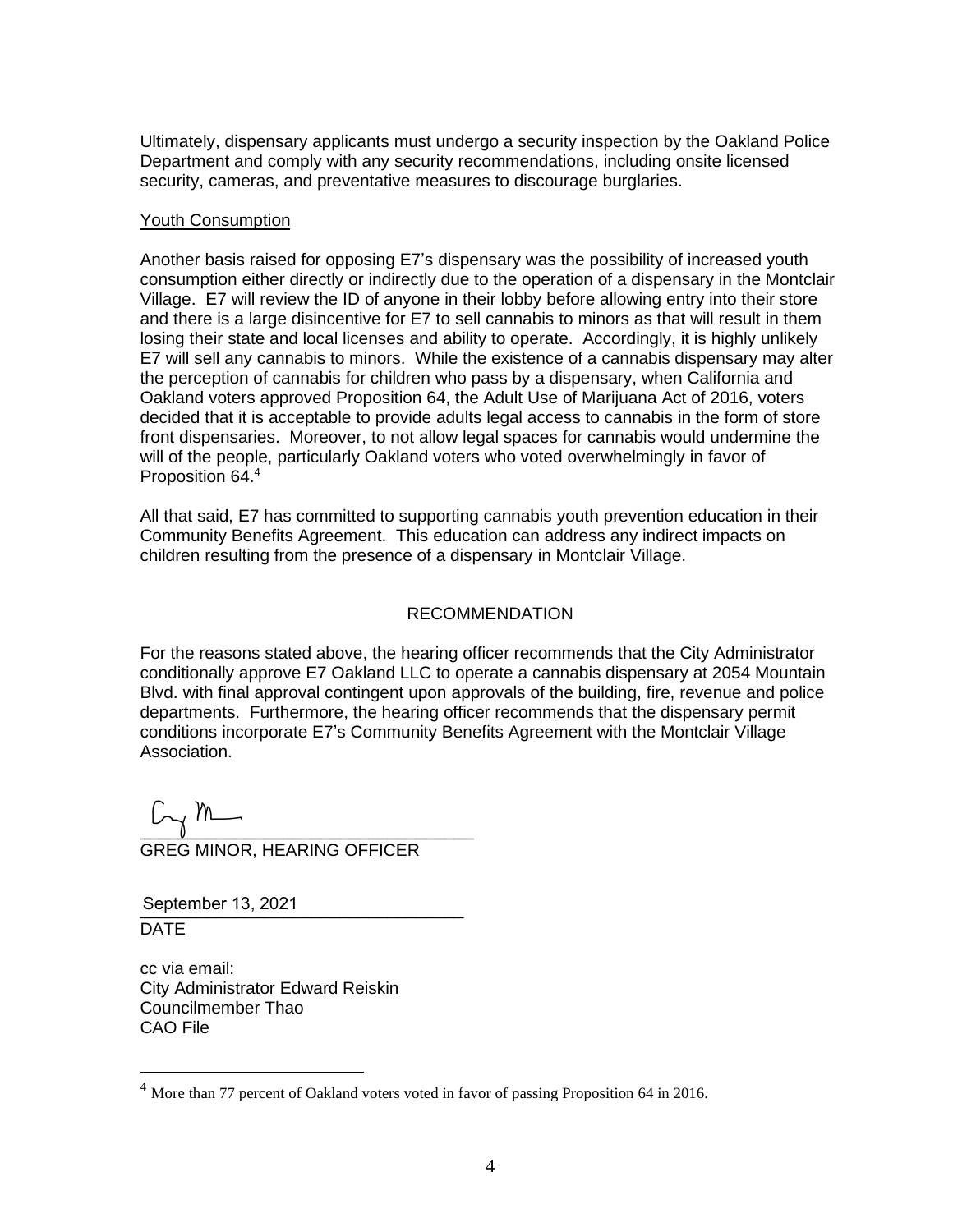Ultimately, dispensary applicants must undergo a security inspection by the Oakland Police Department and comply with any security recommendations, including onsite licensed security, cameras, and preventative measures to discourage burglaries.

<u>Youth Consumption</u>

Another basis raised for opposing E7's dispensary was the possibility of increased youth consumption either directly or indirectly due to the operation of a dispensary in the Montclair Village. E7 will review the ID of anyone in their lobby before allowing entry into their store and there is a large disincentive for E7 to sell cannabis to minors as that will result in them losing their state and local licenses and ability to operate. Accordingly, it is highly unlikely E7 will sell any cannabis to minors. While the existence of a cannabis dispensary may alter the perception of cannabis for children who pass by a dispensary, when California and Oakland voters approved Proposition 64, the Adult Use of Marijuana Act of 2016, voters decided that it is acceptable to provide adults legal access to cannabis in the form of store front dispensaries. Moreover, to not allow legal spaces for cannabis would undermine the will of the people, particularly Oakland voters who voted overwhelmingly in favor of Proposition 64.[4]

All that said, E7 has committed to supporting cannabis youth prevention education in their Community Benefits Agreement. This education can address any indirect impacts on children resulting from the presence of a dispensary in Montclair Village.

RECOMMENDATION

For the reasons stated above, the hearing officer recommends that the City Administrator conditionally approve E7 Oakland LLC to operate a cannabis dispensary at 2054 Mountain Blvd. with final approval contingent upon approvals of the building, fire, revenue and police departments. Furthermore, the hearing officer recommends that the dispensary permit conditions incorporate E7's Community Benefits Agreement with the Montclair Village Association.

GREG MINOR, HEARING OFFICER

September 13, 2021
DATE

cc via email:
City Administrator Edward Reiskin
Councilmember Thao
CAO File

[4] More than 77 percent of Oakland voters voted in favor of passing Proposition 64 in 2016.